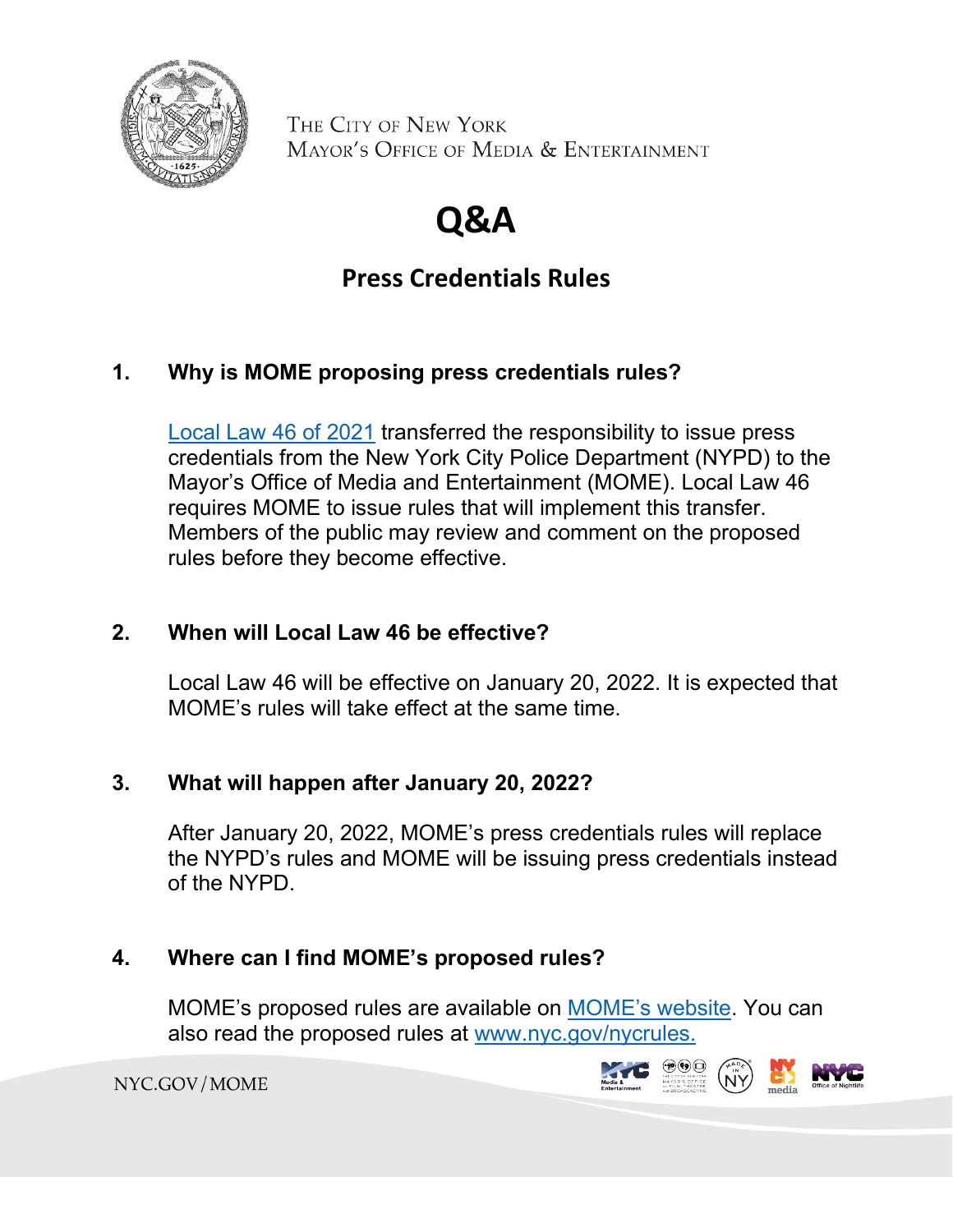THE CITY OF NEW YORK
MAYOR'S OFFICE OF MEDIA & ENTERTAINMENT

# Q&A

## Press Credentials Rules

### 1. Why is MOME proposing press credentials rules?

Local Law 46 of 2021 transferred the responsibility to issue press credentials from the New York City Police Department (NYPD) to the Mayor's Office of Media and Entertainment (MOME). Local Law 46 requires MOME to issue rules that will implement this transfer. Members of the public may review and comment on the proposed rules before they become effective.

### 2. When will Local Law 46 be effective?

Local Law 46 will be effective on January 20, 2022. It is expected that MOME's rules will take effect at the same time.

### 3. What will happen after January 20, 2022?

After January 20, 2022, MOME's press credentials rules will replace the NYPD's rules and MOME will be issuing press credentials instead of the NYPD.

### 4. Where can I find MOME's proposed rules?

MOME's proposed rules are available on MOME's website. You can also read the proposed rules at www.nyc.gov/nycrules.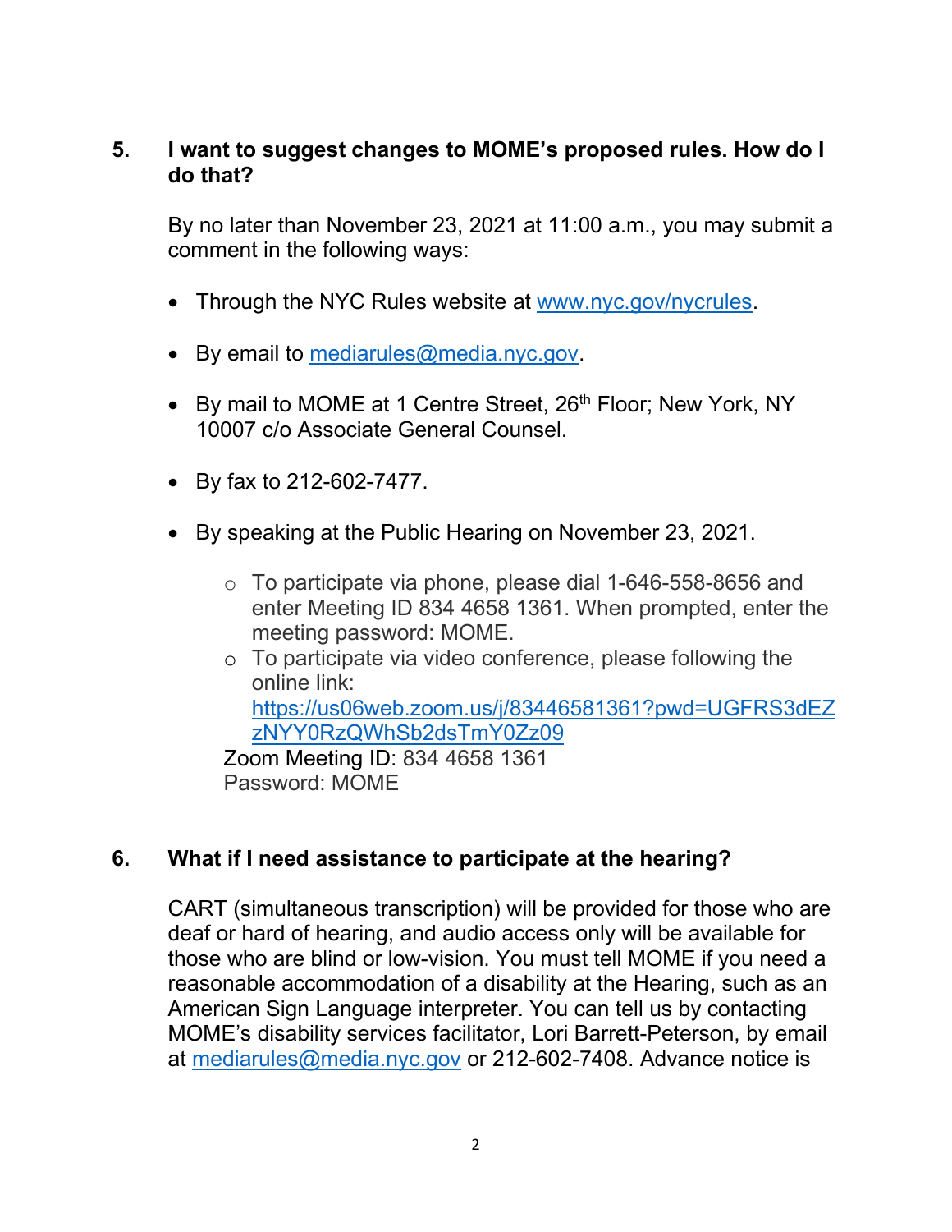## 5. I want to suggest changes to MOME's proposed rules. How do I do that?

By no later than November 23, 2021 at 11:00 a.m., you may submit a comment in the following ways:

- Through the NYC Rules website at [www.nyc.gov/nycrules](http://www.nyc.gov/nycrules).

- By email to [mediarules@media.nyc.gov](mailto:mediarules@media.nyc.gov).

- By mail to MOME at 1 Centre Street, 26th Floor; New York, NY 10007 c/o Associate General Counsel.

- By fax to 212-602-7477.

- By speaking at the Public Hearing on November 23, 2021.

  - To participate via phone, please dial 1-646-558-8656 and enter Meeting ID 834 4658 1361. When prompted, enter the meeting password: MOME.
  - To participate via video conference, please following the online link: [https://us06web.zoom.us/j/83446581361?pwd=UGFRS3dEZzNYY0RzQWhSb2dsTmY0Zz09](https://us06web.zoom.us/j/83446581361?pwd=UGFRS3dEZzNYY0RzQWhSb2dsTmY0Zz09)

  Zoom Meeting ID: 834 4658 1361
  Password: MOME

## 6. What if I need assistance to participate at the hearing?

CART (simultaneous transcription) will be provided for those who are deaf or hard of hearing, and audio access only will be available for those who are blind or low-vision. You must tell MOME if you need a reasonable accommodation of a disability at the Hearing, such as an American Sign Language interpreter. You can tell us by contacting MOME's disability services facilitator, Lori Barrett-Peterson, by email at [mediarules@media.nyc.gov](mailto:mediarules@media.nyc.gov) or 212-602-7408. Advance notice is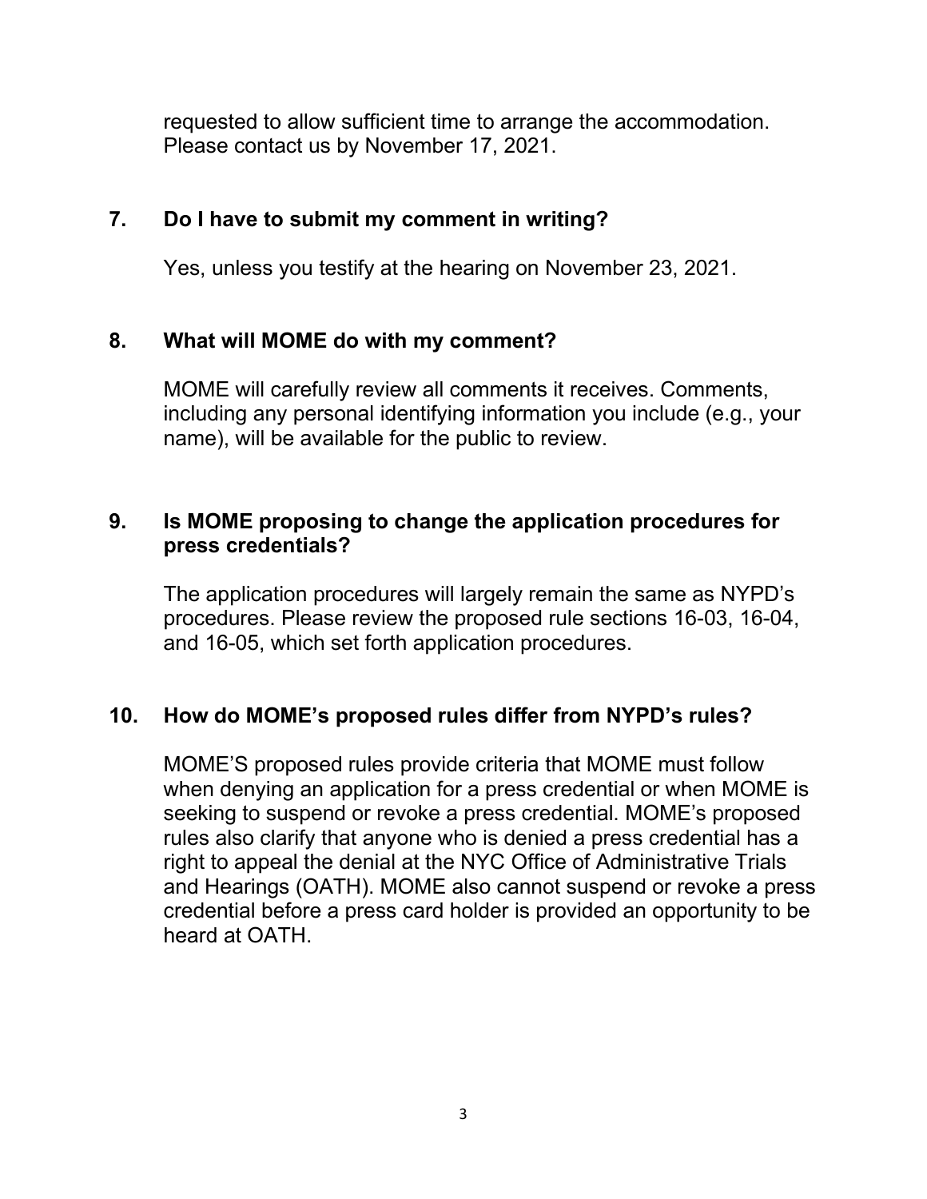requested to allow sufficient time to arrange the accommodation. Please contact us by November 17, 2021.

## 7. Do I have to submit my comment in writing?

Yes, unless you testify at the hearing on November 23, 2021.

## 8. What will MOME do with my comment?

MOME will carefully review all comments it receives. Comments, including any personal identifying information you include (e.g., your name), will be available for the public to review.

## 9. Is MOME proposing to change the application procedures for press credentials?

The application procedures will largely remain the same as NYPD's procedures. Please review the proposed rule sections 16-03, 16-04, and 16-05, which set forth application procedures.

## 10. How do MOME's proposed rules differ from NYPD's rules?

MOME'S proposed rules provide criteria that MOME must follow when denying an application for a press credential or when MOME is seeking to suspend or revoke a press credential. MOME's proposed rules also clarify that anyone who is denied a press credential has a right to appeal the denial at the NYC Office of Administrative Trials and Hearings (OATH). MOME also cannot suspend or revoke a press credential before a press card holder is provided an opportunity to be heard at OATH.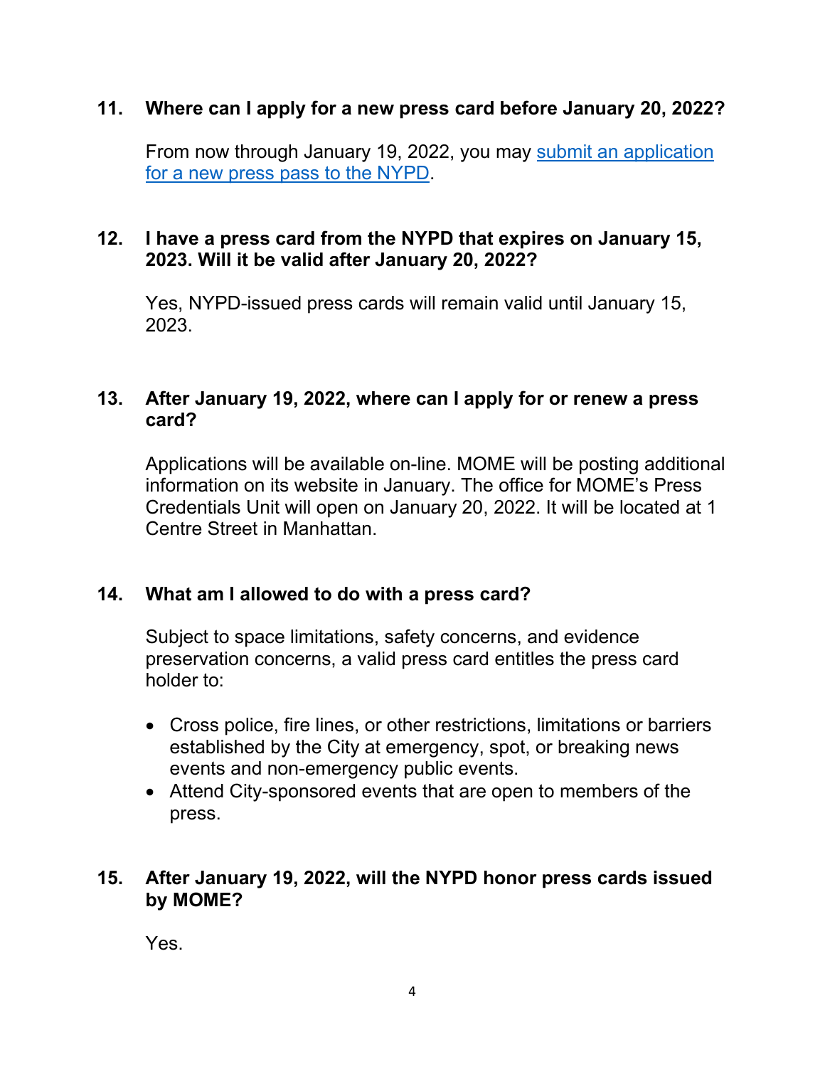**11. Where can I apply for a new press card before January 20, 2022?**

From now through January 19, 2022, you may submit an application for a new press pass to the NYPD.

**12. I have a press card from the NYPD that expires on January 15, 2023. Will it be valid after January 20, 2022?**

Yes, NYPD-issued press cards will remain valid until January 15, 2023.

**13. After January 19, 2022, where can I apply for or renew a press card?**

Applications will be available on-line. MOME will be posting additional information on its website in January. The office for MOME's Press Credentials Unit will open on January 20, 2022. It will be located at 1 Centre Street in Manhattan.

**14. What am I allowed to do with a press card?**

Subject to space limitations, safety concerns, and evidence preservation concerns, a valid press card entitles the press card holder to:

- Cross police, fire lines, or other restrictions, limitations or barriers established by the City at emergency, spot, or breaking news events and non-emergency public events.
- Attend City-sponsored events that are open to members of the press.

**15. After January 19, 2022, will the NYPD honor press cards issued by MOME?**

Yes.